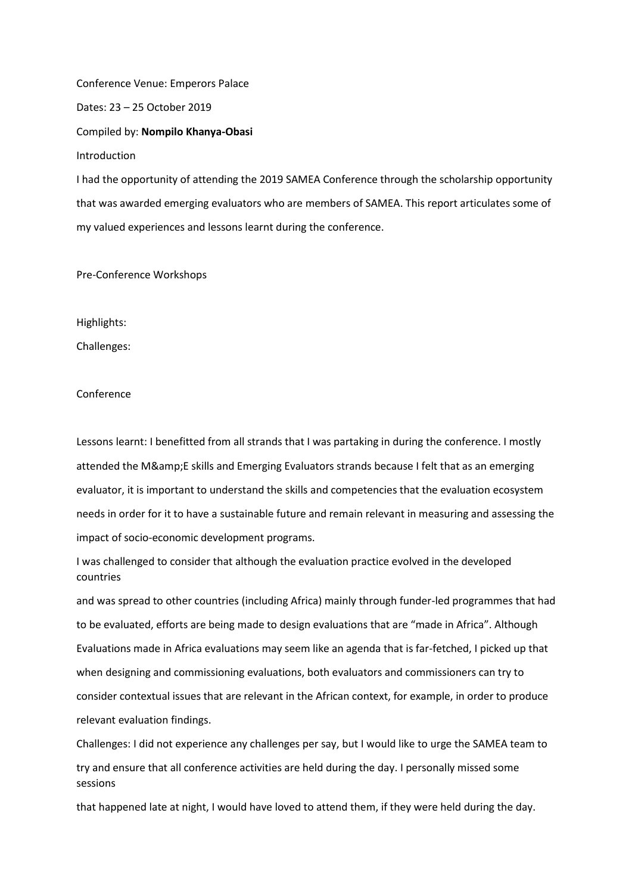Conference Venue: Emperors Palace

Dates: 23 – 25 October 2019

Compiled by: **Nompilo Khanya-Obasi**

## Introduction

I had the opportunity of attending the 2019 SAMEA Conference through the scholarship opportunity that was awarded emerging evaluators who are members of SAMEA. This report articulates some of my valued experiences and lessons learnt during the conference.

## Pre-Conference Workshops

Highlights:

Challenges:

## Conference

Lessons learnt: I benefitted from all strands that I was partaking in during the conference. I mostly attended the M&amp;E skills and Emerging Evaluators strands because I felt that as an emerging evaluator, it is important to understand the skills and competencies that the evaluation ecosystem needs in order for it to have a sustainable future and remain relevant in measuring and assessing the impact of socio-economic development programs.

I was challenged to consider that although the evaluation practice evolved in the developed countries and was spread to other countries (including Africa) mainly through funder-led programmes that had to be evaluated, efforts are being made to design evaluations that are "made in Africa". Although Evaluations made in Africa evaluations may seem like an agenda that is far-fetched, I picked up that when designing and commissioning evaluations, both evaluators and commissioners can try to consider contextual issues that are relevant in the African context, for example, in order to produce relevant evaluation findings.

Challenges: I did not experience any challenges per say, but I would like to urge the SAMEA team to try and ensure that all conference activities are held during the day. I personally missed some sessions that happened late at night, I would have loved to attend them, if they were held during the day.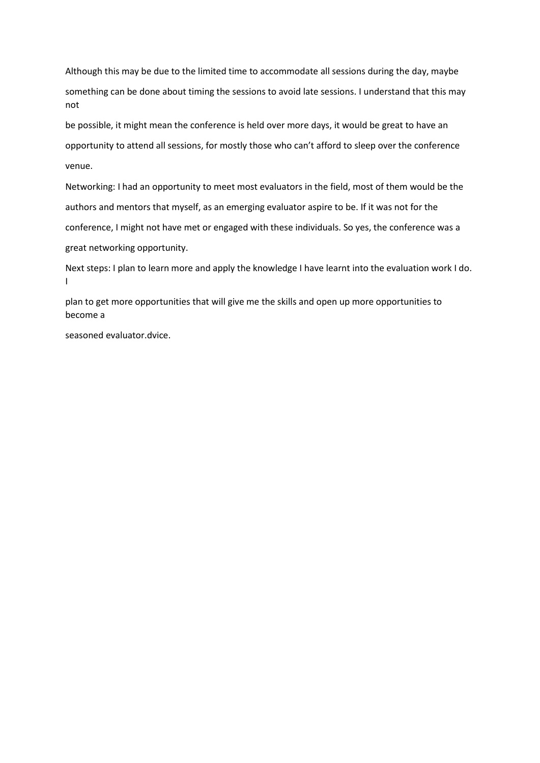Although this may be due to the limited time to accommodate all sessions during the day, maybe something can be done about timing the sessions to avoid late sessions. I understand that this may not be possible, it might mean the conference is held over more days, it would be great to have an opportunity to attend all sessions, for mostly those who can't afford to sleep over the conference venue.

Networking: I had an opportunity to meet most evaluators in the field, most of them would be the authors and mentors that myself, as an emerging evaluator aspire to be. If it was not for the conference, I might not have met or engaged with these individuals. So yes, the conference was a great networking opportunity.

Next steps: I plan to learn more and apply the knowledge I have learnt into the evaluation work I do. I plan to get more opportunities that will give me the skills and open up more opportunities to become a seasoned evaluator.dvice.